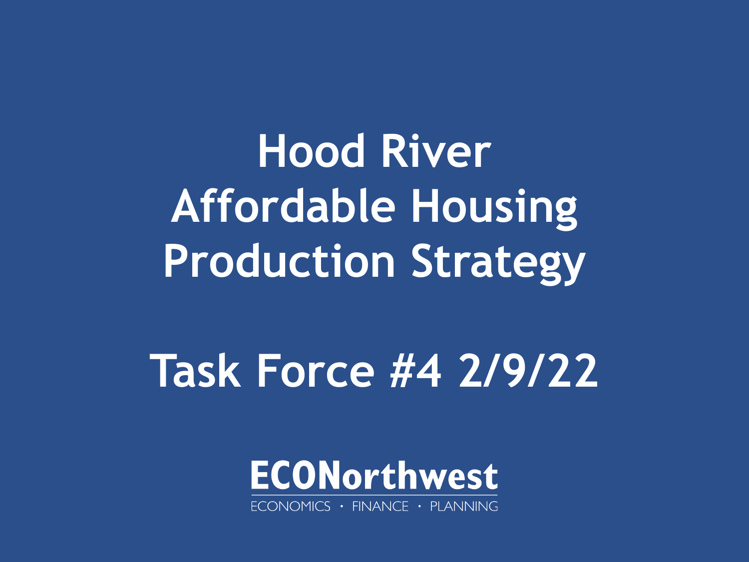# Hood River Affordable Housing Production Strategy

## Task Force #4 2/9/22

ECONorthwest

ECONOMICS · FINANCE · PLANNING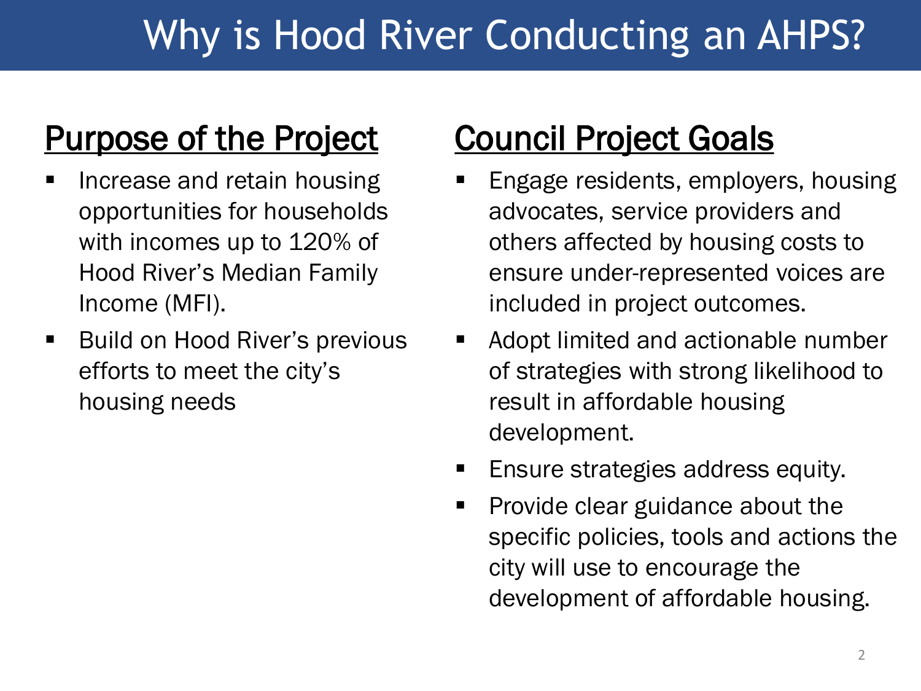# Why is Hood River Conducting an AHPS?

## Purpose of the Project

- Increase and retain housing opportunities for households with incomes up to 120% of Hood River's Median Family Income (MFI).
- Build on Hood River's previous efforts to meet the city's housing needs

## Council Project Goals

- Engage residents, employers, housing advocates, service providers and others affected by housing costs to ensure under-represented voices are included in project outcomes.
- Adopt limited and actionable number of strategies with strong likelihood to result in affordable housing development.
- Ensure strategies address equity.
- Provide clear guidance about the specific policies, tools and actions the city will use to encourage the development of affordable housing.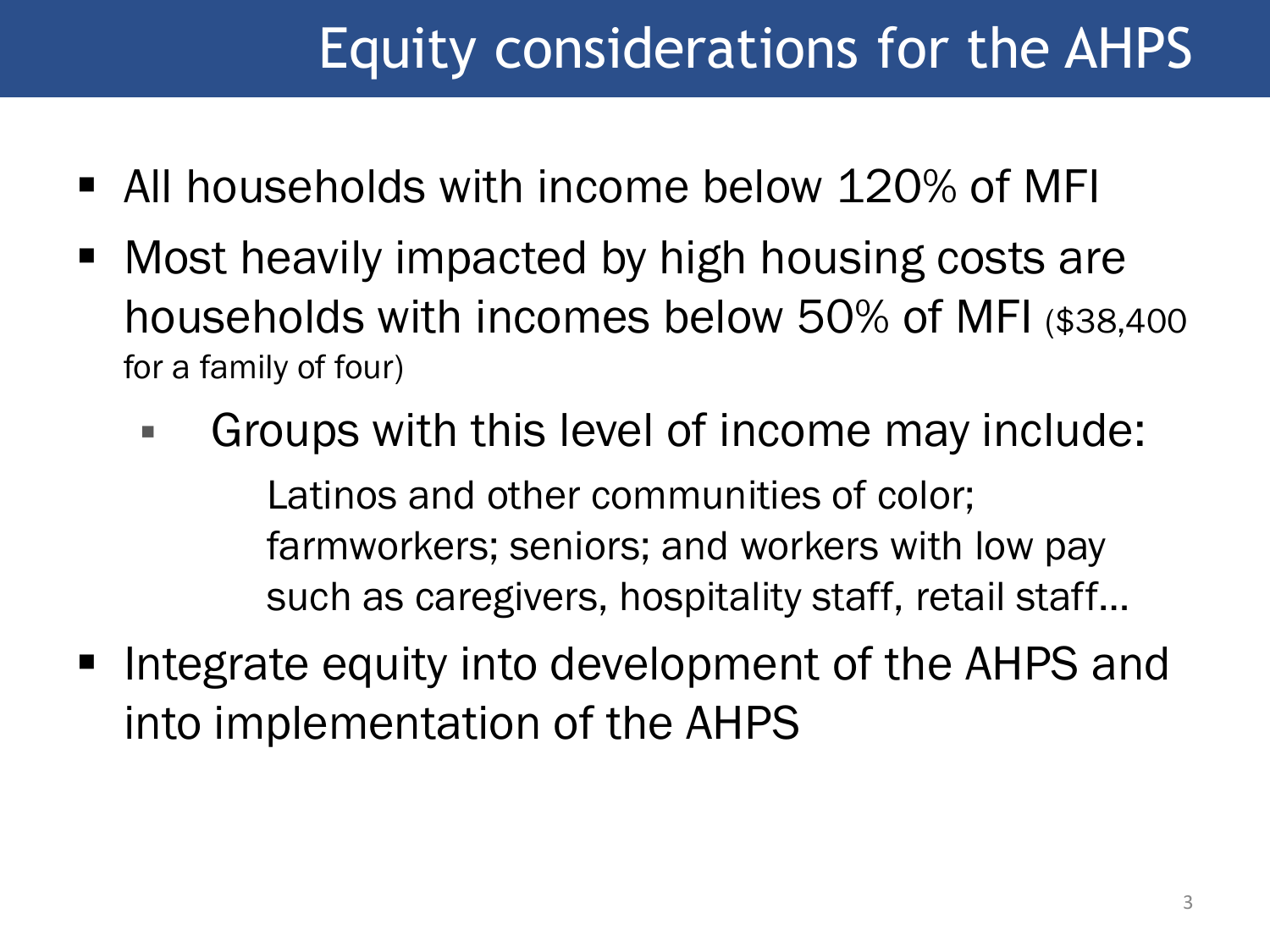# Equity considerations for the AHPS

- All households with income below 120% of MFI
- Most heavily impacted by high housing costs are households with incomes below 50% of MFI ($38,400 for a family of four)
  - Groups with this level of income may include:

    Latinos and other communities of color; farmworkers; seniors; and workers with low pay such as caregivers, hospitality staff, retail staff…
- Integrate equity into development of the AHPS and into implementation of the AHPS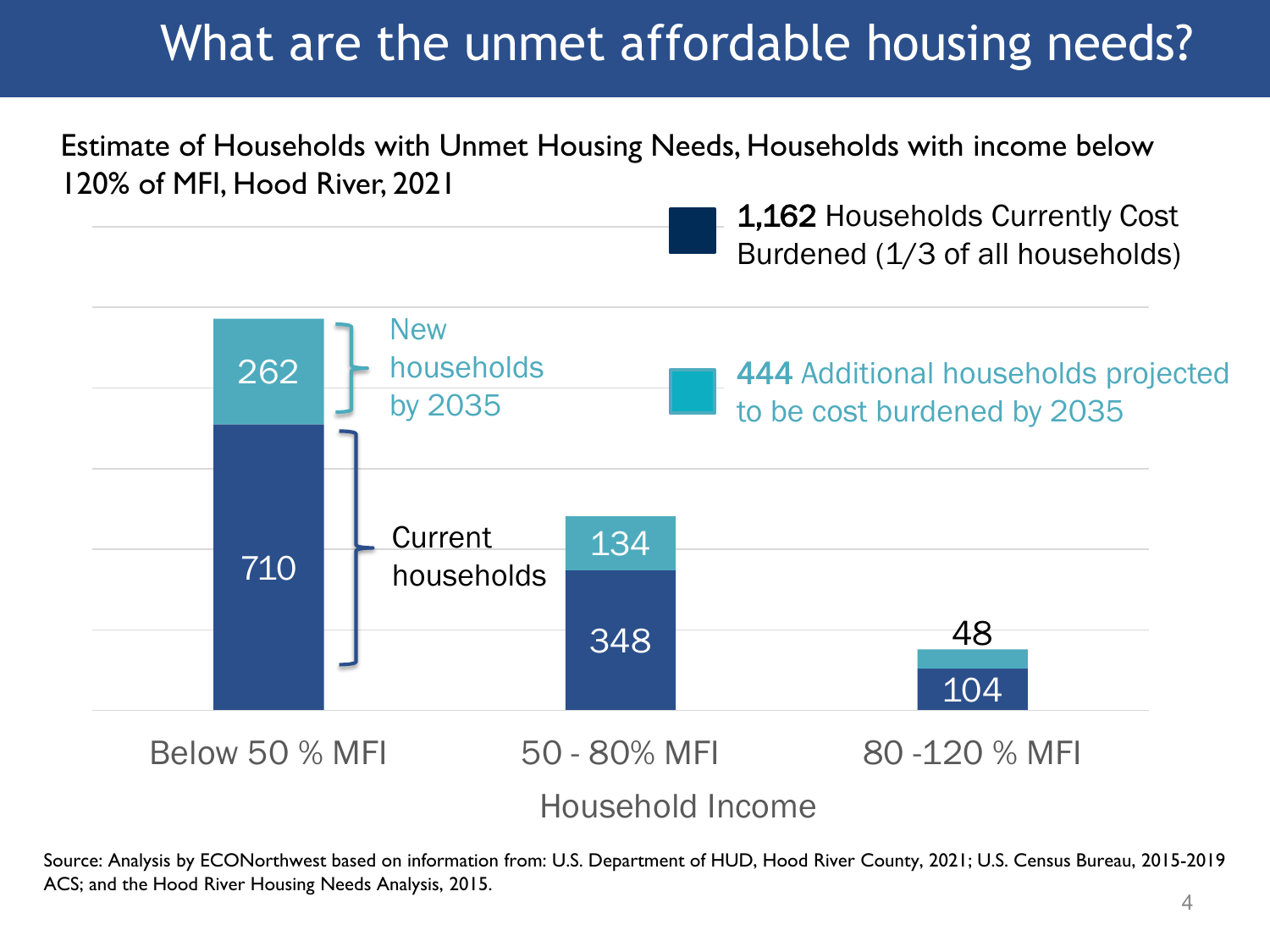# What are the unmet affordable housing needs?

Estimate of Households with Unmet Housing Needs, Households with income below 120% of MFI, Hood River, 2021

**1,162** Households Currently Cost Burdened (1/3 of all households)

**444** Additional households projected to be cost burdened by 2035

| Household Income | Current households | New households by 2035 |
| --- | --- | --- |
| Below 50 % MFI | 710 | 262 |
| 50 - 80% MFI | 348 | 134 |
| 80 -120 % MFI | 104 | 48 |

Source: Analysis by ECONorthwest based on information from: U.S. Department of HUD, Hood River County, 2021; U.S. Census Bureau, 2015-2019 ACS; and the Hood River Housing Needs Analysis, 2015.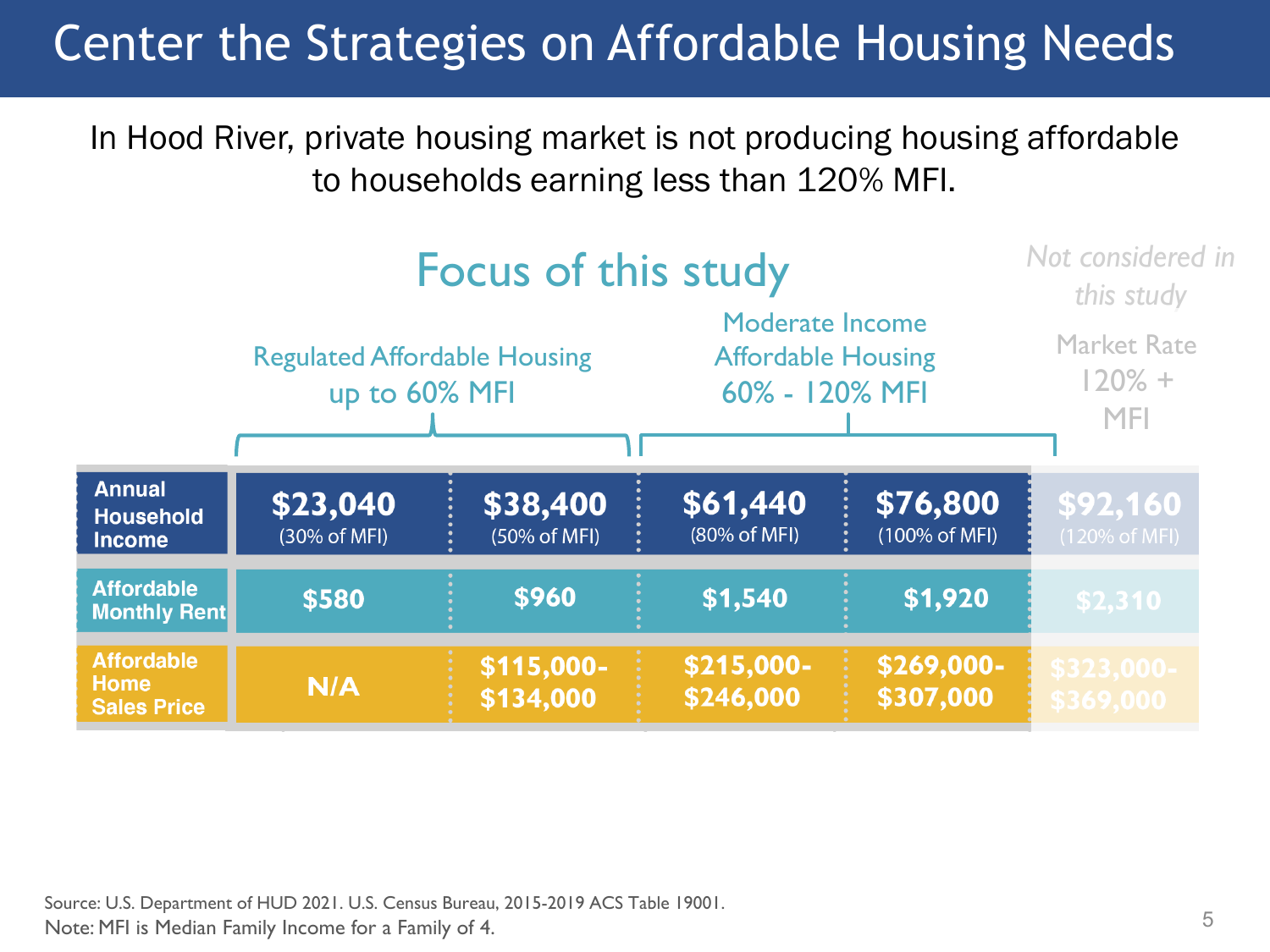# Center the Strategies on Affordable Housing Needs

In Hood River, private housing market is not producing housing affordable to households earning less than 120% MFI.

| | Focus of this study | | | | *Not considered in this study* |
|---|---|---|---|---|---|
| | Regulated Affordable Housing up to 60% MFI | | Moderate Income Affordable Housing 60% - 120% MFI | | Market Rate 120% + MFI |
| **Annual Household Income** | **$23,040** (30% of MFI) | **$38,400** (50% of MFI) | **$61,440** (80% of MFI) | **$76,800** (100% of MFI) | **$92,160** (120% of MFI) |
| **Affordable Monthly Rent** | **$580** | **$960** | **$1,540** | **$1,920** | **$2,310** |
| **Affordable Home Sales Price** | **N/A** | **$115,000-$134,000** | **$215,000-$246,000** | **$269,000-$307,000** | **$323,000-$369,000** |

Source: U.S. Department of HUD 2021. U.S. Census Bureau, 2015-2019 ACS Table 19001.
Note: MFI is Median Family Income for a Family of 4.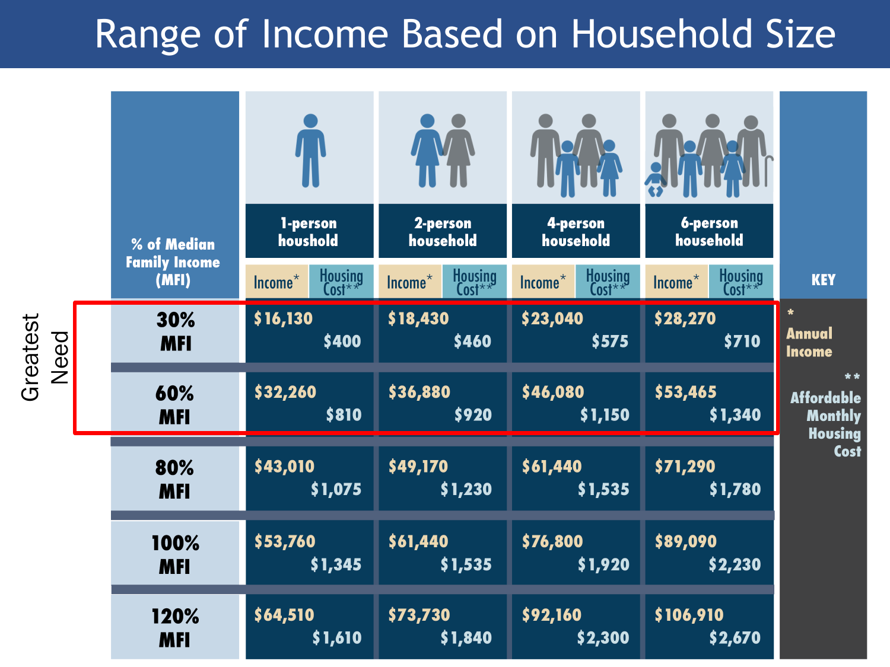# Range of Income Based on Household Size

| % of Median Family Income (MFI) | 1-person houshold | | 2-person household | | 4-person household | | 6-person household | |
|---|---|---|---|---|---|---|---|---|
| | Income* | Housing Cost** | Income* | Housing Cost** | Income* | Housing Cost** | Income* | Housing Cost** |
| 30% MFI | $16,130 | $400 | $18,430 | $460 | $23,040 | $575 | $28,270 | $710 |
| 60% MFI | $32,260 | $810 | $36,880 | $920 | $46,080 | $1,150 | $53,465 | $1,340 |
| 80% MFI | $43,010 | $1,075 | $49,170 | $1,230 | $61,440 | $1,535 | $71,290 | $1,780 |
| 100% MFI | $53,760 | $1,345 | $61,440 | $1,535 | $76,800 | $1,920 | $89,090 | $2,230 |
| 120% MFI | $64,510 | $1,610 | $73,730 | $1,840 | $92,160 | $2,300 | $106,910 | $2,670 |

Greatest Need: 30% MFI and 60% MFI

**KEY**

\* Annual Income

\*\* Affordable Monthly Housing Cost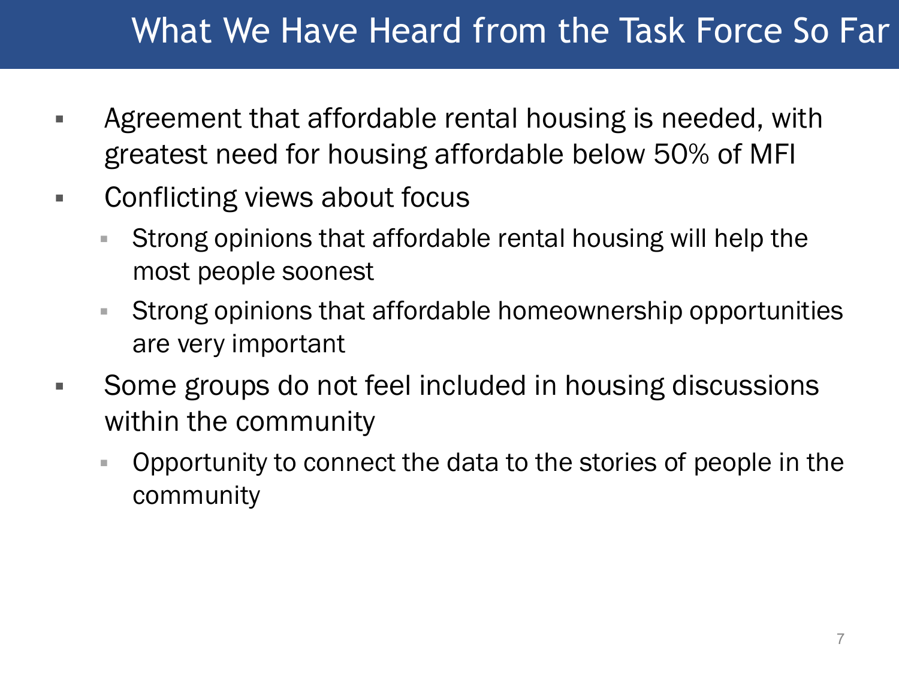# What We Have Heard from the Task Force So Far

- Agreement that affordable rental housing is needed, with greatest need for housing affordable below 50% of MFI
- Conflicting views about focus
  - Strong opinions that affordable rental housing will help the most people soonest
  - Strong opinions that affordable homeownership opportunities are very important
- Some groups do not feel included in housing discussions within the community
  - Opportunity to connect the data to the stories of people in the community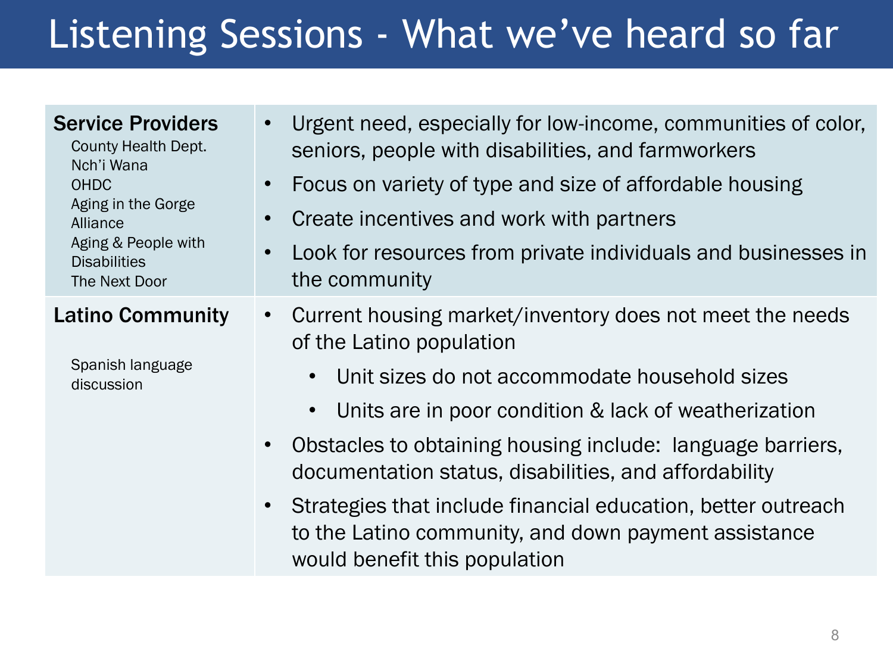# Listening Sessions - What we've heard so far

| | |
|---|---|
| **Service Providers**<br>County Health Dept.<br>Nch'i Wana<br>OHDC<br>Aging in the Gorge Alliance<br>Aging & People with Disabilities<br>The Next Door | • Urgent need, especially for low-income, communities of color, seniors, people with disabilities, and farmworkers<br>• Focus on variety of type and size of affordable housing<br>• Create incentives and work with partners<br>• Look for resources from private individuals and businesses in the community |
| **Latino Community**<br>Spanish language discussion | • Current housing market/inventory does not meet the needs of the Latino population<br>&nbsp;&nbsp;&nbsp;&nbsp;• Unit sizes do not accommodate household sizes<br>&nbsp;&nbsp;&nbsp;&nbsp;• Units are in poor condition & lack of weatherization<br>• Obstacles to obtaining housing include: language barriers, documentation status, disabilities, and affordability<br>• Strategies that include financial education, better outreach to the Latino community, and down payment assistance would benefit this population |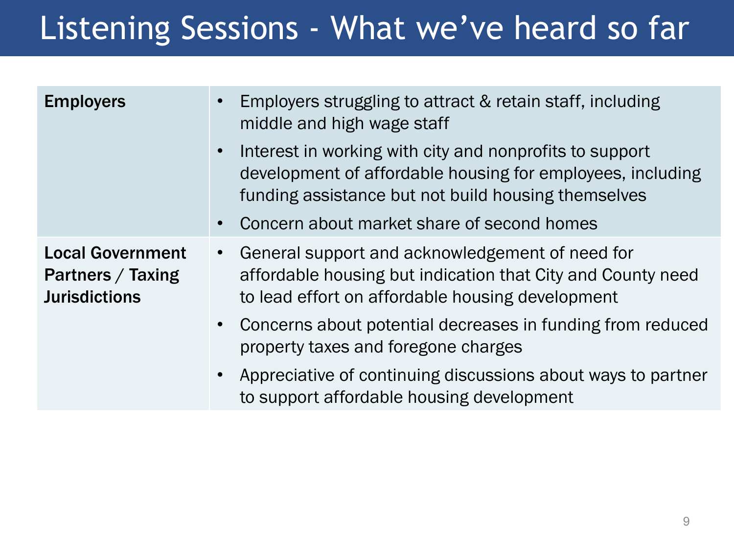# Listening Sessions - What we've heard so far

| | |
|---|---|
| **Employers** | • Employers struggling to attract & retain staff, including middle and high wage staff<br>• Interest in working with city and nonprofits to support development of affordable housing for employees, including funding assistance but not build housing themselves<br>• Concern about market share of second homes |
| **Local Government Partners / Taxing Jurisdictions** | • General support and acknowledgement of need for affordable housing but indication that City and County need to lead effort on affordable housing development<br>• Concerns about potential decreases in funding from reduced property taxes and foregone charges<br>• Appreciative of continuing discussions about ways to partner to support affordable housing development |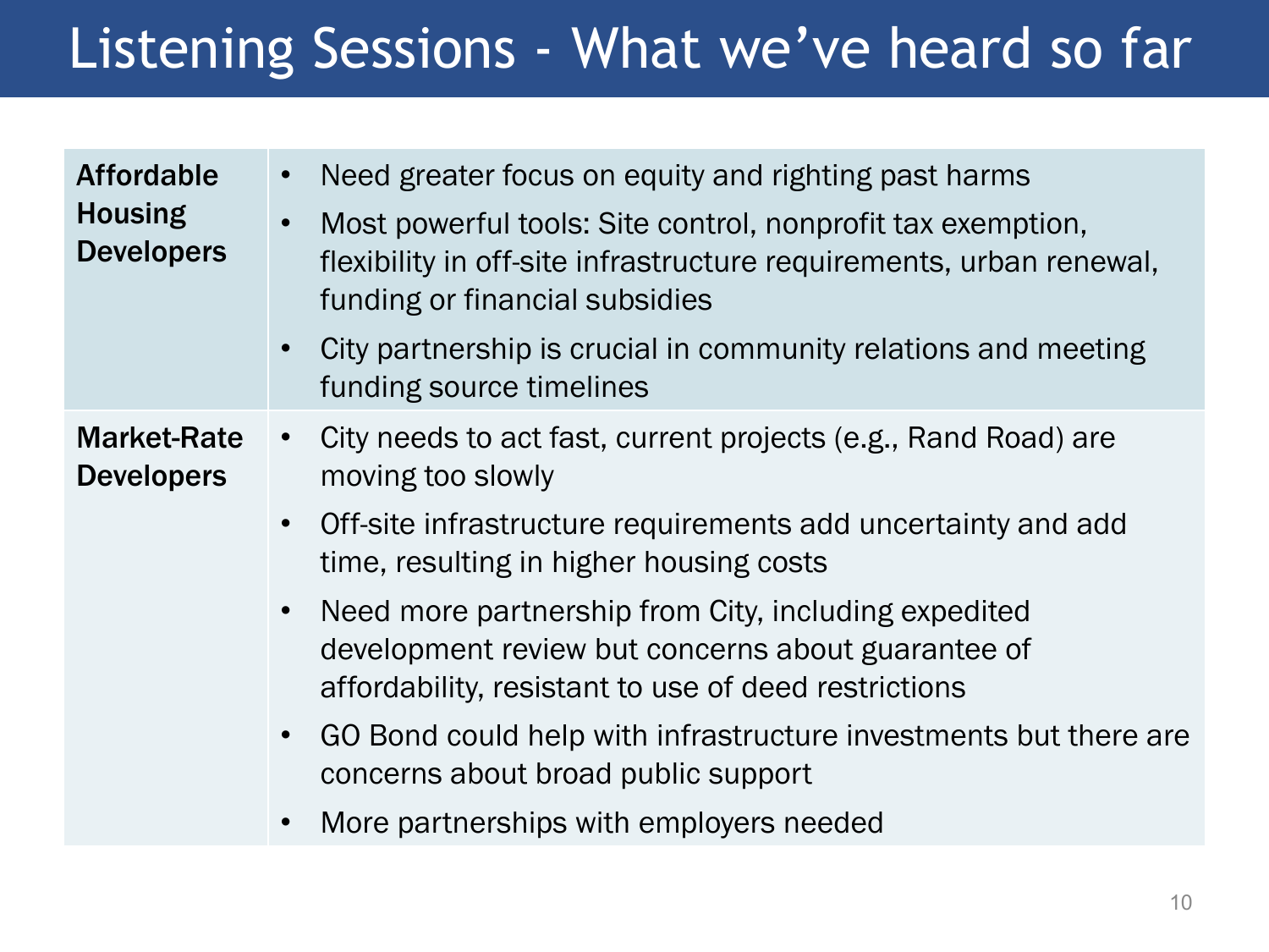# Listening Sessions - What we've heard so far

| | |
|---|---|
| **Affordable Housing Developers** | • Need greater focus on equity and righting past harms<br>• Most powerful tools: Site control, nonprofit tax exemption, flexibility in off-site infrastructure requirements, urban renewal, funding or financial subsidies<br>• City partnership is crucial in community relations and meeting funding source timelines |
| **Market-Rate Developers** | • City needs to act fast, current projects (e.g., Rand Road) are moving too slowly<br>• Off-site infrastructure requirements add uncertainty and add time, resulting in higher housing costs<br>• Need more partnership from City, including expedited development review but concerns about guarantee of affordability, resistant to use of deed restrictions<br>• GO Bond could help with infrastructure investments but there are concerns about broad public support<br>• More partnerships with employers needed |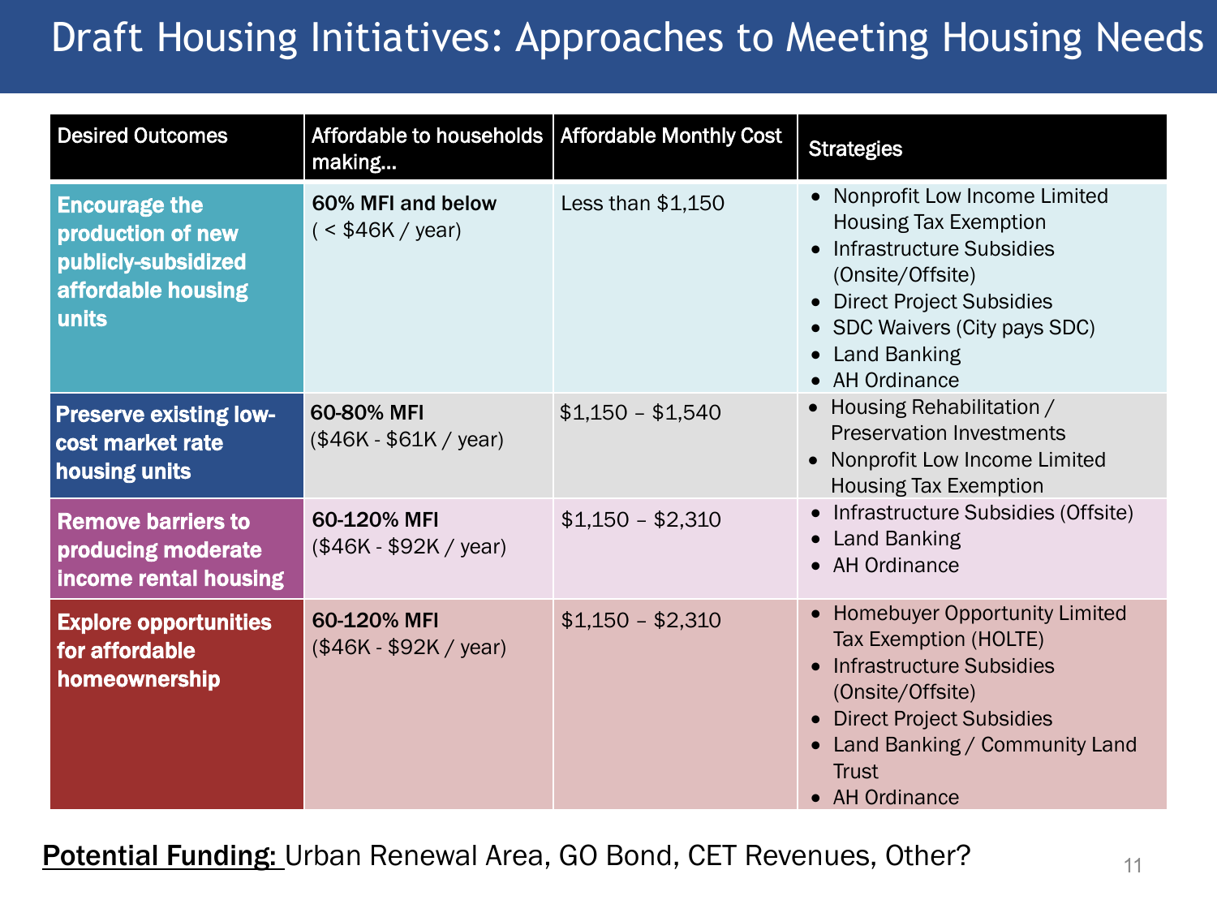# Draft Housing Initiatives: Approaches to Meeting Housing Needs

| Desired Outcomes | Affordable to households making… | Affordable Monthly Cost | Strategies |
|---|---|---|---|
| **Encourage the production of new publicly-subsidized affordable housing units** | **60% MFI and below** ( < $46K / year) | Less than $1,150 | • Nonprofit Low Income Limited Housing Tax Exemption<br>• Infrastructure Subsidies (Onsite/Offsite)<br>• Direct Project Subsidies<br>• SDC Waivers (City pays SDC)<br>• Land Banking<br>• AH Ordinance |
| **Preserve existing low-cost market rate housing units** | **60-80% MFI** ($46K - $61K / year) | $1,150 – $1,540 | • Housing Rehabilitation / Preservation Investments<br>• Nonprofit Low Income Limited Housing Tax Exemption |
| **Remove barriers to producing moderate income rental housing** | **60-120% MFI** ($46K - $92K / year) | $1,150 – $2,310 | • Infrastructure Subsidies (Offsite)<br>• Land Banking<br>• AH Ordinance |
| **Explore opportunities for affordable homeownership** | **60-120% MFI** ($46K - $92K / year) | $1,150 – $2,310 | • Homebuyer Opportunity Limited Tax Exemption (HOLTE)<br>• Infrastructure Subsidies (Onsite/Offsite)<br>• Direct Project Subsidies<br>• Land Banking / Community Land Trust<br>• AH Ordinance |

**Potential Funding:** Urban Renewal Area, GO Bond, CET Revenues, Other?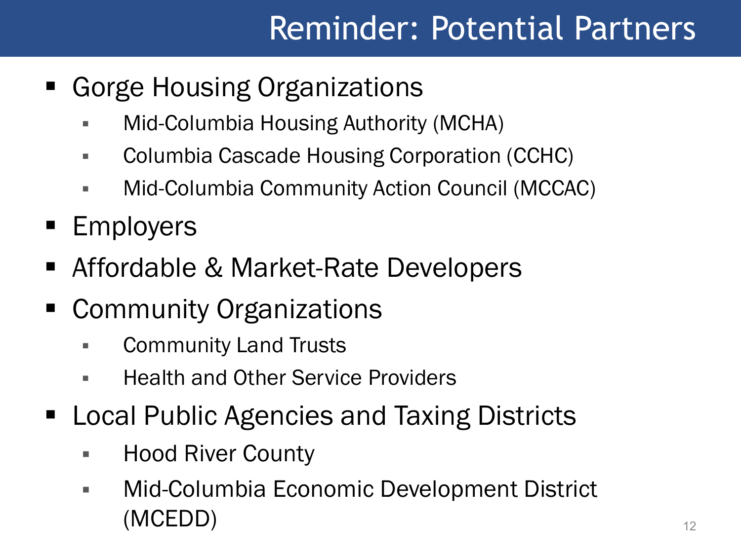# Reminder: Potential Partners

- Gorge Housing Organizations
  - Mid-Columbia Housing Authority (MCHA)
  - Columbia Cascade Housing Corporation (CCHC)
  - Mid-Columbia Community Action Council (MCCAC)
- Employers
- Affordable & Market-Rate Developers
- Community Organizations
  - Community Land Trusts
  - Health and Other Service Providers
- Local Public Agencies and Taxing Districts
  - Hood River County
  - Mid-Columbia Economic Development District (MCEDD)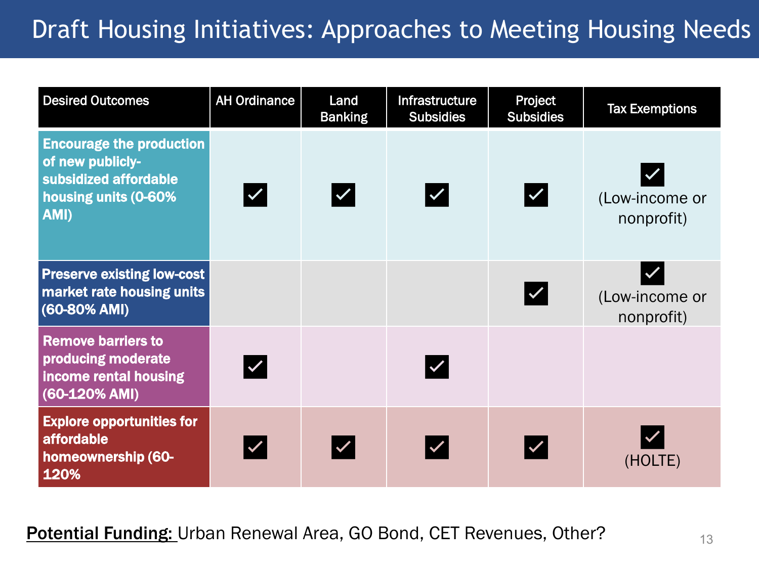# Draft Housing Initiatives: Approaches to Meeting Housing Needs

| Desired Outcomes | AH Ordinance | Land Banking | Infrastructure Subsidies | Project Subsidies | Tax Exemptions |
|---|---|---|---|---|---|
| **Encourage the production of new publicly-subsidized affordable housing units (0-60% AMI)** | ✓ | ✓ | ✓ | ✓ | ✓ (Low-income or nonprofit) |
| **Preserve existing low-cost market rate housing units (60-80% AMI)** | | | | ✓ | ✓ (Low-income or nonprofit) |
| **Remove barriers to producing moderate income rental housing (60-120% AMI)** | ✓ | | ✓ | | |
| **Explore opportunities for affordable homeownership (60-120%** | ✓ | ✓ | ✓ | ✓ | ✓ (HOLTE) |

<u>Potential Funding:</u> Urban Renewal Area, GO Bond, CET Revenues, Other?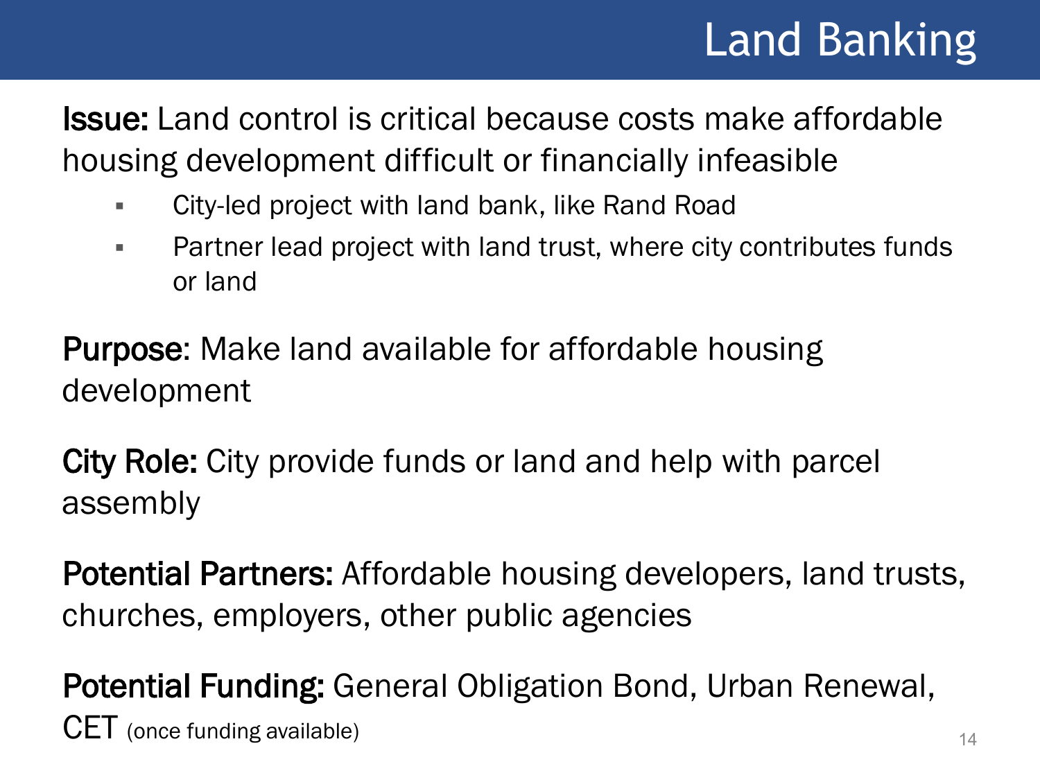# Land Banking

**Issue:** Land control is critical because costs make affordable housing development difficult or financially infeasible

- City-led project with land bank, like Rand Road
- Partner lead project with land trust, where city contributes funds or land

**Purpose**: Make land available for affordable housing development

**City Role:** City provide funds or land and help with parcel assembly

**Potential Partners:** Affordable housing developers, land trusts, churches, employers, other public agencies

**Potential Funding:** General Obligation Bond, Urban Renewal, CET (once funding available)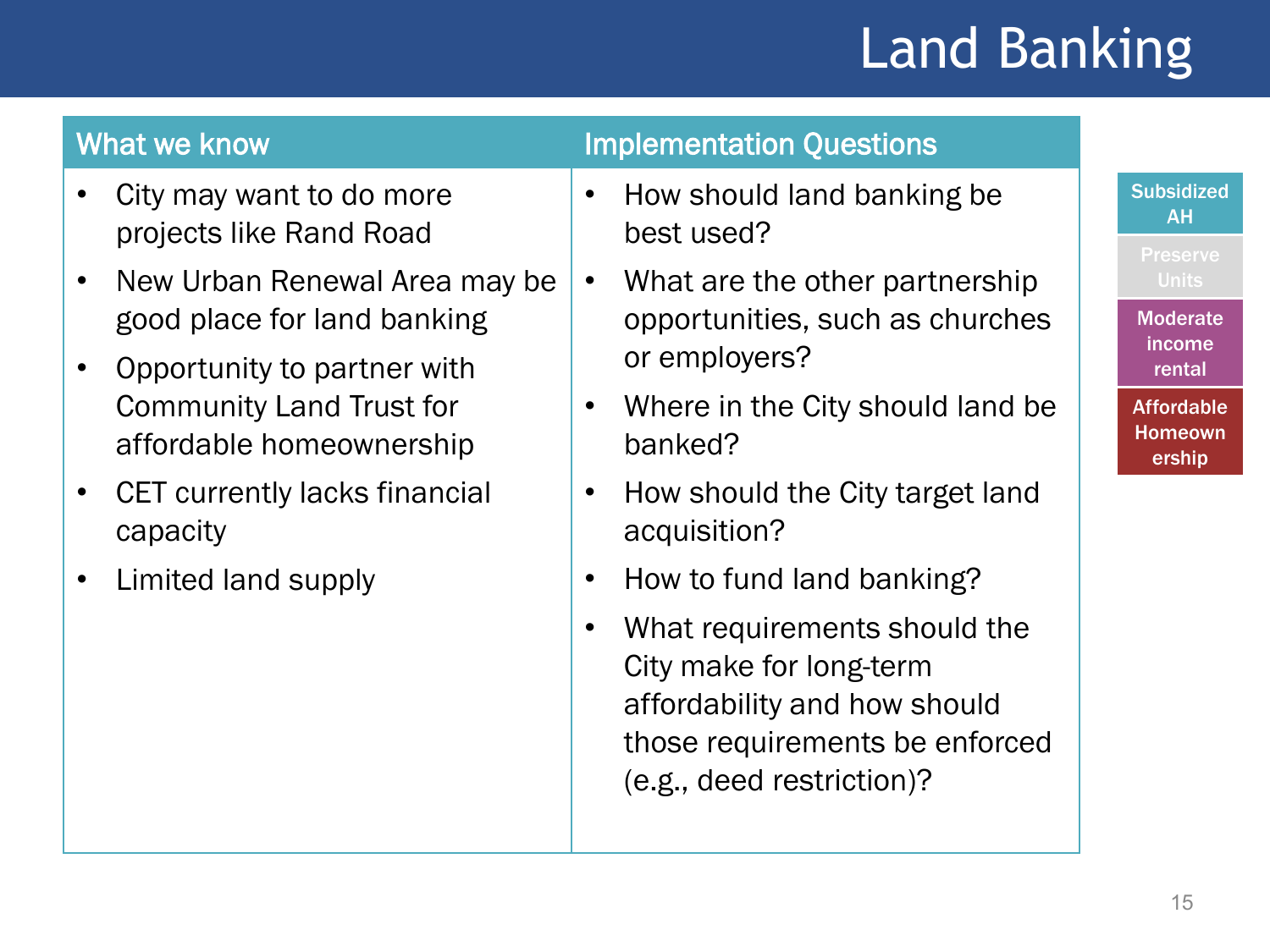# Land Banking

| What we know | Implementation Questions |
| --- | --- |
| • City may want to do more projects like Rand Road<br>• New Urban Renewal Area may be good place for land banking<br>• Opportunity to partner with Community Land Trust for affordable homeownership<br>• CET currently lacks financial capacity<br>• Limited land supply | • How should land banking be best used?<br>• What are the other partnership opportunities, such as churches or employers?<br>• Where in the City should land be banked?<br>• How should the City target land acquisition?<br>• How to fund land banking?<br>• What requirements should the City make for long-term affordability and how should those requirements be enforced (e.g., deed restriction)? |

- Subsidized AH
- Preserve Units
- Moderate income rental
- Affordable Homeownership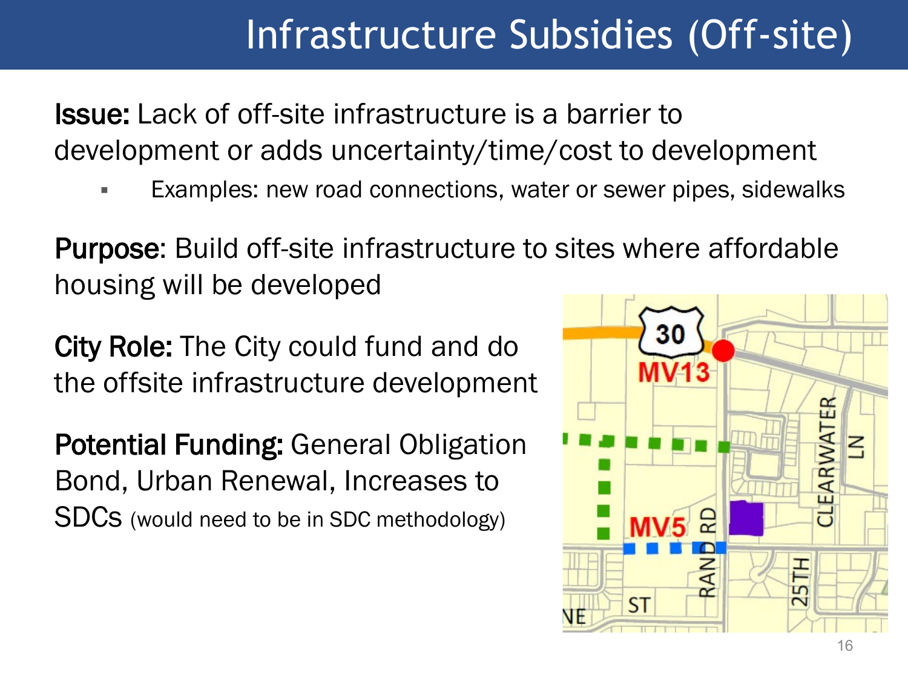# Infrastructure Subsidies (Off-site)

**Issue:** Lack of off-site infrastructure is a barrier to development or adds uncertainty/time/cost to development

- Examples: new road connections, water or sewer pipes, sidewalks

**Purpose:** Build off-site infrastructure to sites where affordable housing will be developed

**City Role:** The City could fund and do the offsite infrastructure development

**Potential Funding:** General Obligation Bond, Urban Renewal, Increases to SDCs (would need to be in SDC methodology)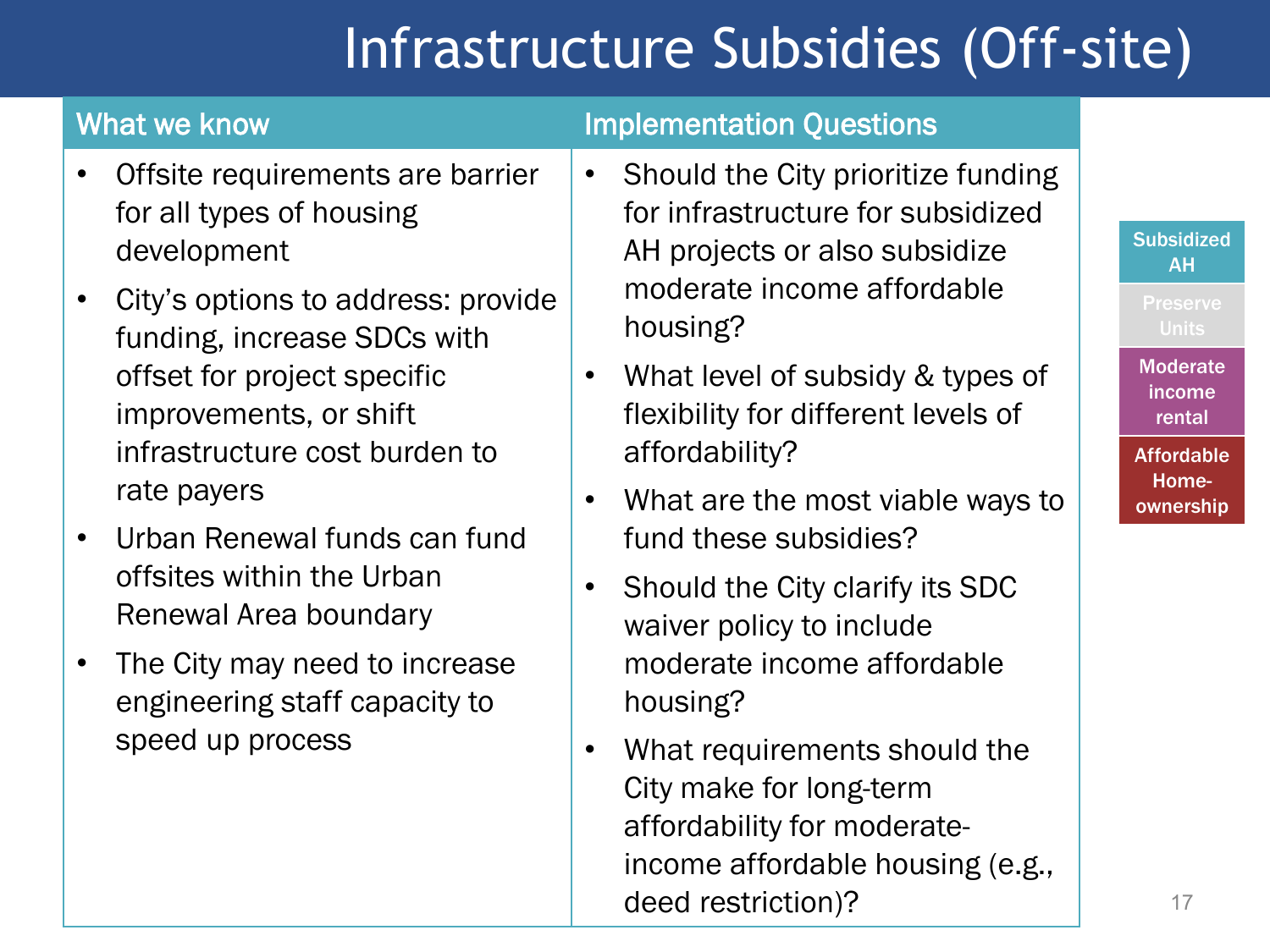# Infrastructure Subsidies (Off-site)

| What we know | Implementation Questions |
| --- | --- |
| • Offsite requirements are barrier for all types of housing development<br>• City's options to address: provide funding, increase SDCs with offset for project specific improvements, or shift infrastructure cost burden to rate payers<br>• Urban Renewal funds can fund offsites within the Urban Renewal Area boundary<br>• The City may need to increase engineering staff capacity to speed up process | • Should the City prioritize funding for infrastructure for subsidized AH projects or also subsidize moderate income affordable housing?<br>• What level of subsidy & types of flexibility for different levels of affordability?<br>• What are the most viable ways to fund these subsidies?<br>• Should the City clarify its SDC waiver policy to include moderate income affordable housing?<br>• What requirements should the City make for long-term affordability for moderate-income affordable housing (e.g., deed restriction)? |

- Subsidized AH
- Preserve Units
- Moderate income rental
- Affordable Home-ownership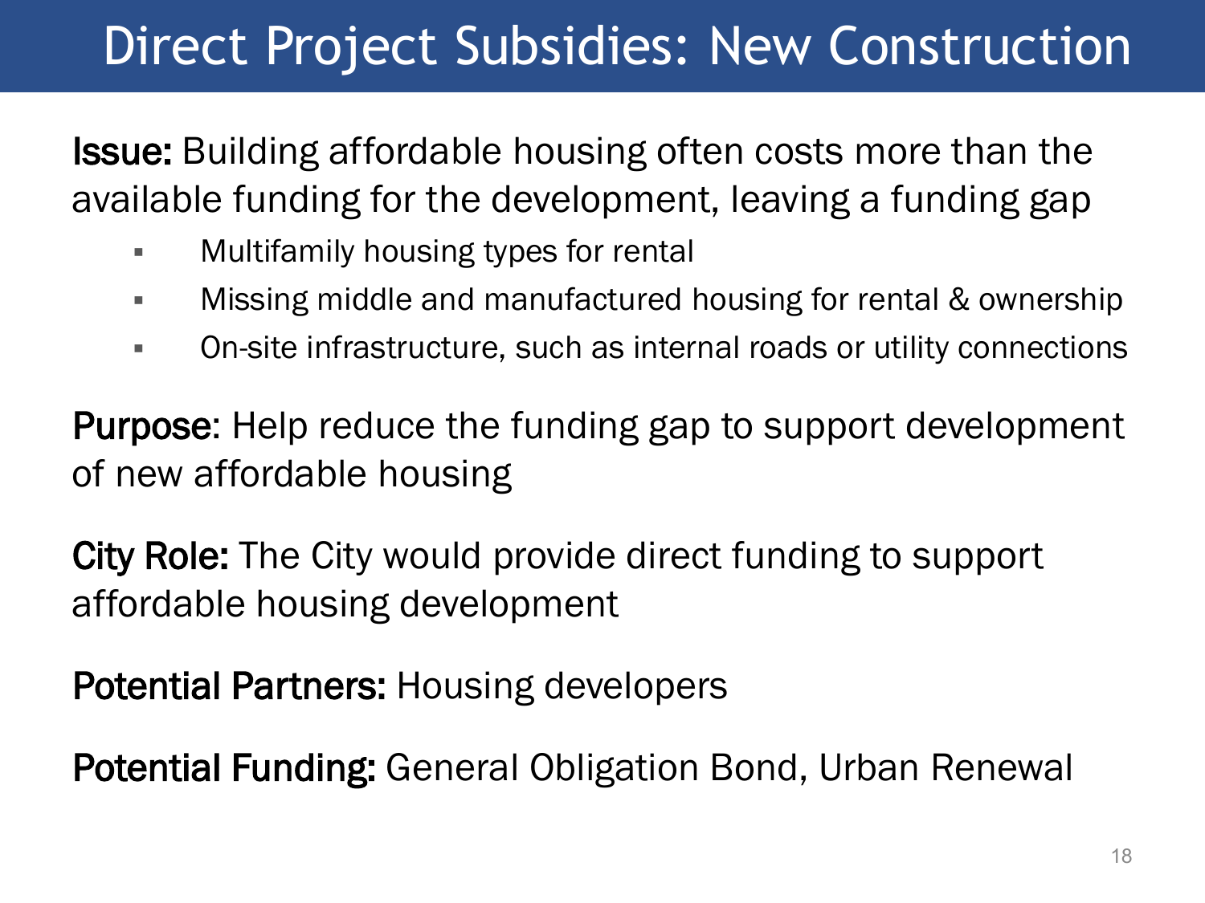# Direct Project Subsidies: New Construction

**Issue:** Building affordable housing often costs more than the available funding for the development, leaving a funding gap

- Multifamily housing types for rental
- Missing middle and manufactured housing for rental & ownership
- On-site infrastructure, such as internal roads or utility connections

**Purpose**: Help reduce the funding gap to support development of new affordable housing

**City Role:** The City would provide direct funding to support affordable housing development

**Potential Partners:** Housing developers

**Potential Funding:** General Obligation Bond, Urban Renewal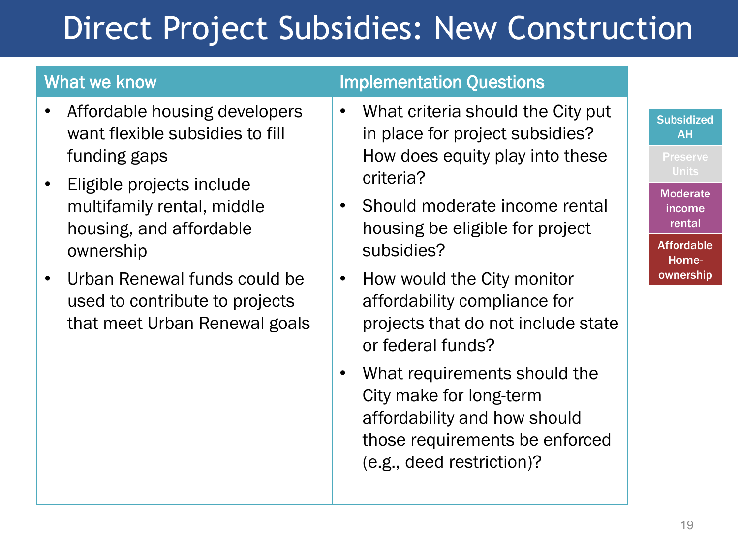# Direct Project Subsidies: New Construction

| What we know | Implementation Questions |
| --- | --- |
| • Affordable housing developers want flexible subsidies to fill funding gaps<br>• Eligible projects include multifamily rental, middle housing, and affordable ownership<br>• Urban Renewal funds could be used to contribute to projects that meet Urban Renewal goals | • What criteria should the City put in place for project subsidies? How does equity play into these criteria?<br>• Should moderate income rental housing be eligible for project subsidies?<br>• How would the City monitor affordability compliance for projects that do not include state or federal funds?<br>• What requirements should the City make for long-term affordability and how should those requirements be enforced (e.g., deed restriction)? |

- Subsidized AH
- Preserve Units
- Moderate income rental
- Affordable Home-ownership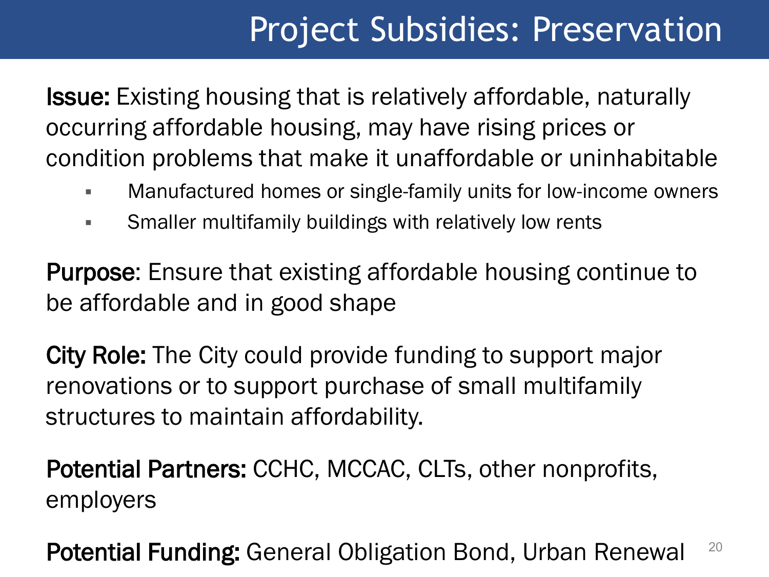# Project Subsidies: Preservation

**Issue:** Existing housing that is relatively affordable, naturally occurring affordable housing, may have rising prices or condition problems that make it unaffordable or uninhabitable

- Manufactured homes or single-family units for low-income owners
- Smaller multifamily buildings with relatively low rents

**Purpose**: Ensure that existing affordable housing continue to be affordable and in good shape

**City Role:** The City could provide funding to support major renovations or to support purchase of small multifamily structures to maintain affordability.

**Potential Partners:** CCHC, MCCAC, CLTs, other nonprofits, employers

**Potential Funding:** General Obligation Bond, Urban Renewal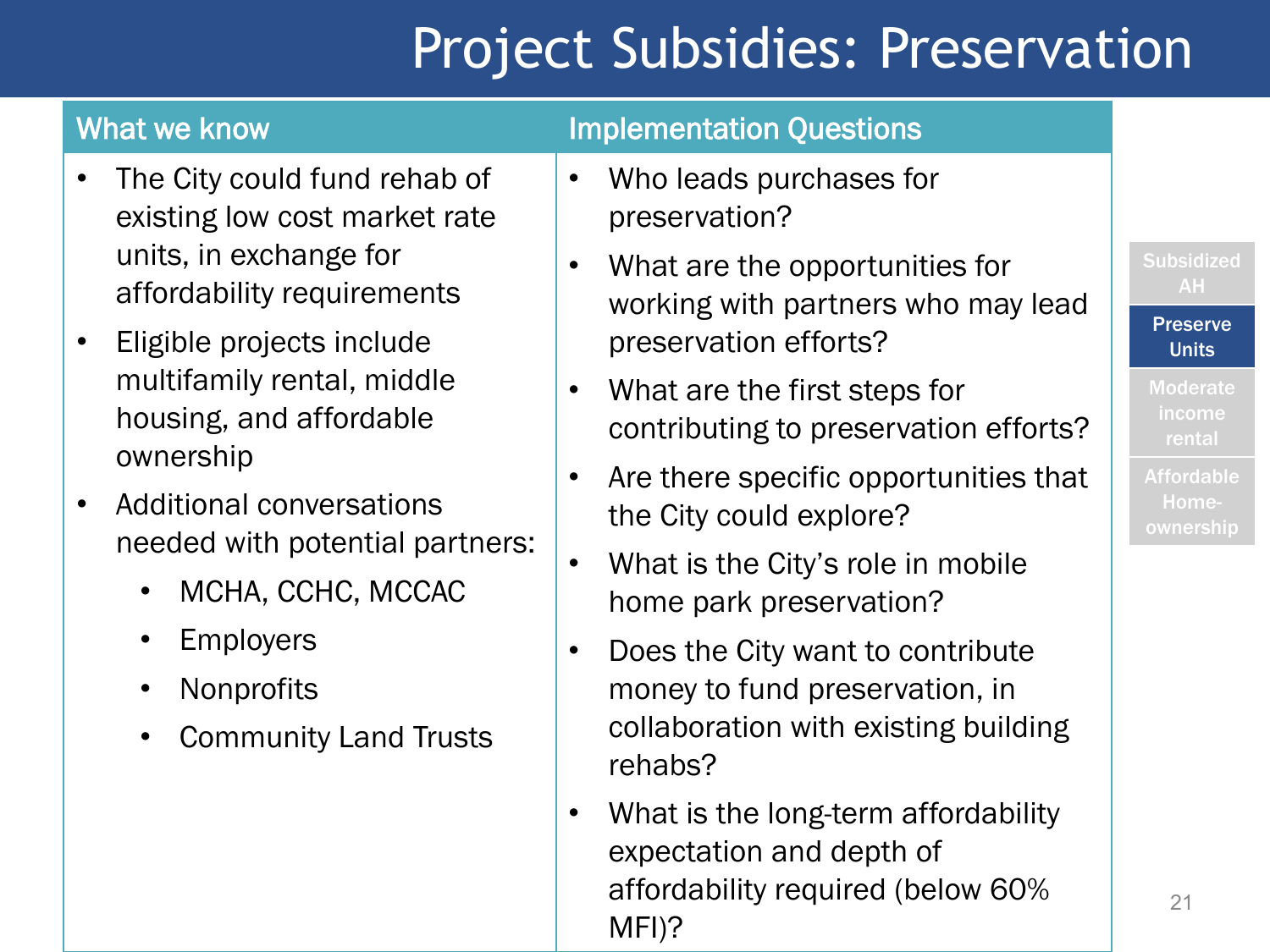# Project Subsidies: Preservation

| What we know | Implementation Questions |
|---|---|
| • The City could fund rehab of existing low cost market rate units, in exchange for affordability requirements<br>• Eligible projects include multifamily rental, middle housing, and affordable ownership<br>• Additional conversations needed with potential partners:<br>&nbsp;&nbsp;&nbsp;&nbsp;• MCHA, CCHC, MCCAC<br>&nbsp;&nbsp;&nbsp;&nbsp;• Employers<br>&nbsp;&nbsp;&nbsp;&nbsp;• Nonprofits<br>&nbsp;&nbsp;&nbsp;&nbsp;• Community Land Trusts | • Who leads purchases for preservation?<br>• What are the opportunities for working with partners who may lead preservation efforts?<br>• What are the first steps for contributing to preservation efforts?<br>• Are there specific opportunities that the City could explore?<br>• What is the City's role in mobile home park preservation?<br>• Does the City want to contribute money to fund preservation, in collaboration with existing building rehabs?<br>• What is the long-term affordability expectation and depth of affordability required (below 60% MFI)? |

- Subsidized AH
- **Preserve Units**
- Moderate income rental
- Affordable Home-ownership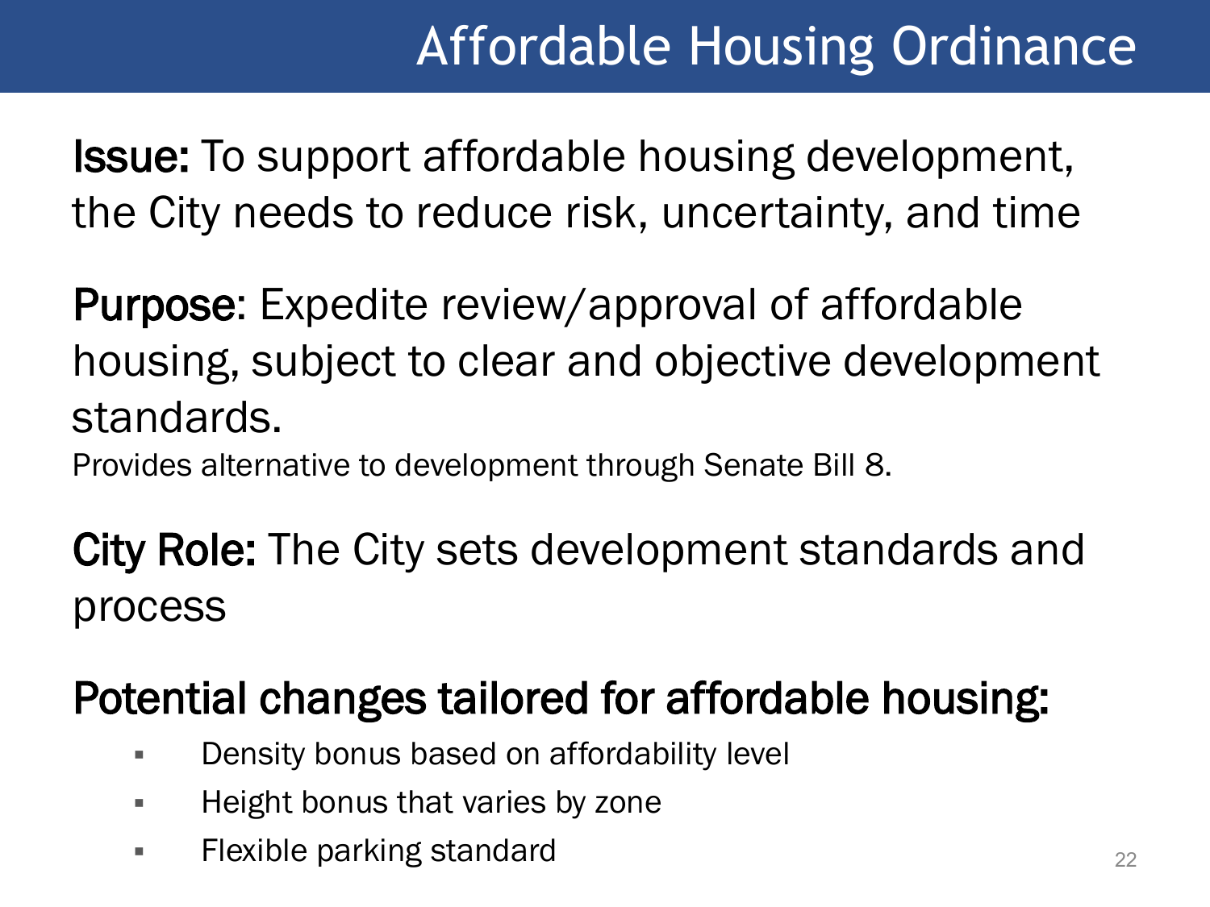# Affordable Housing Ordinance

**Issue:** To support affordable housing development, the City needs to reduce risk, uncertainty, and time

**Purpose**: Expedite review/approval of affordable housing, subject to clear and objective development standards.

Provides alternative to development through Senate Bill 8.

**City Role:** The City sets development standards and process

## Potential changes tailored for affordable housing:

- Density bonus based on affordability level
- Height bonus that varies by zone
- Flexible parking standard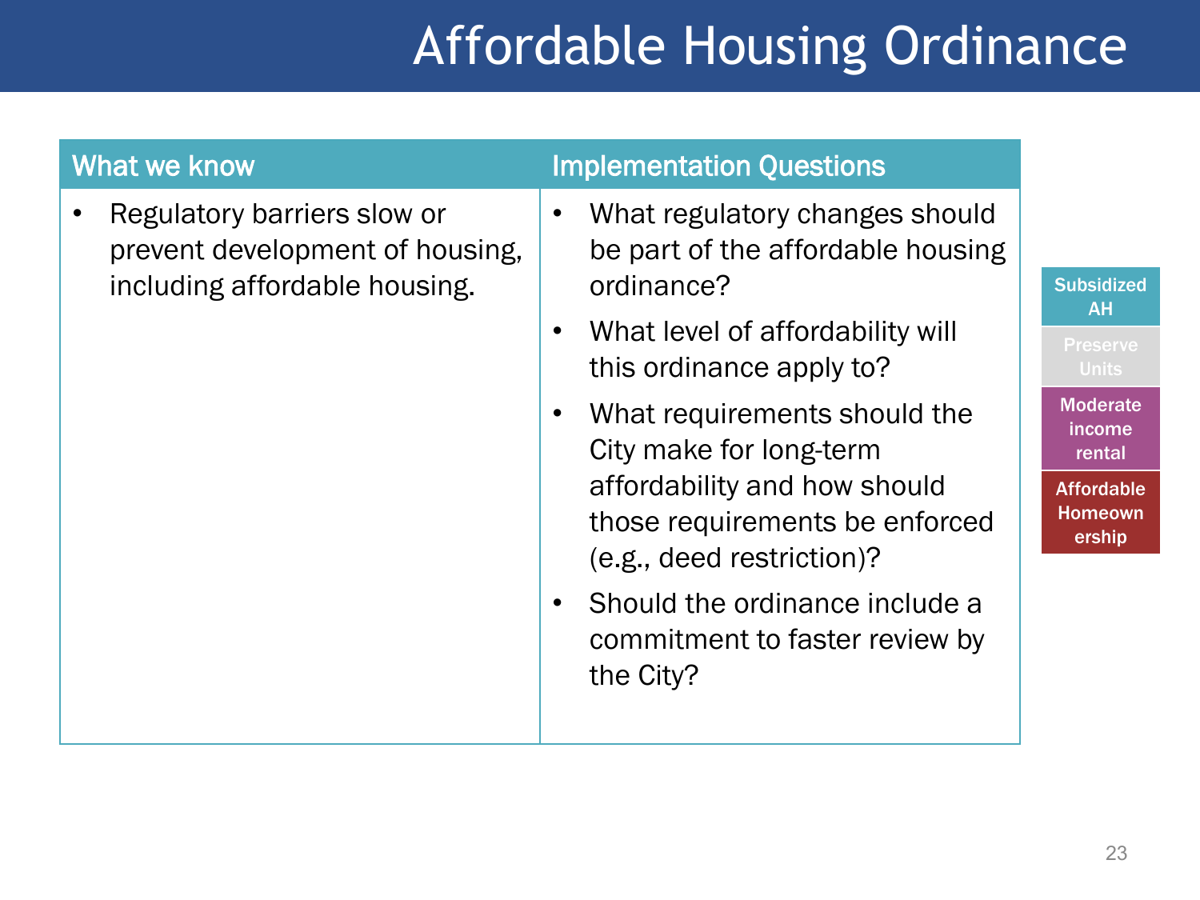# Affordable Housing Ordinance

| What we know | Implementation Questions |
| --- | --- |
| • Regulatory barriers slow or prevent development of housing, including affordable housing. | • What regulatory changes should be part of the affordable housing ordinance?<br>• What level of affordability will this ordinance apply to?<br>• What requirements should the City make for long-term affordability and how should those requirements be enforced (e.g., deed restriction)?<br>• Should the ordinance include a commitment to faster review by the City? |

- Subsidized AH
- Preserve Units
- Moderate income rental
- Affordable Homeownership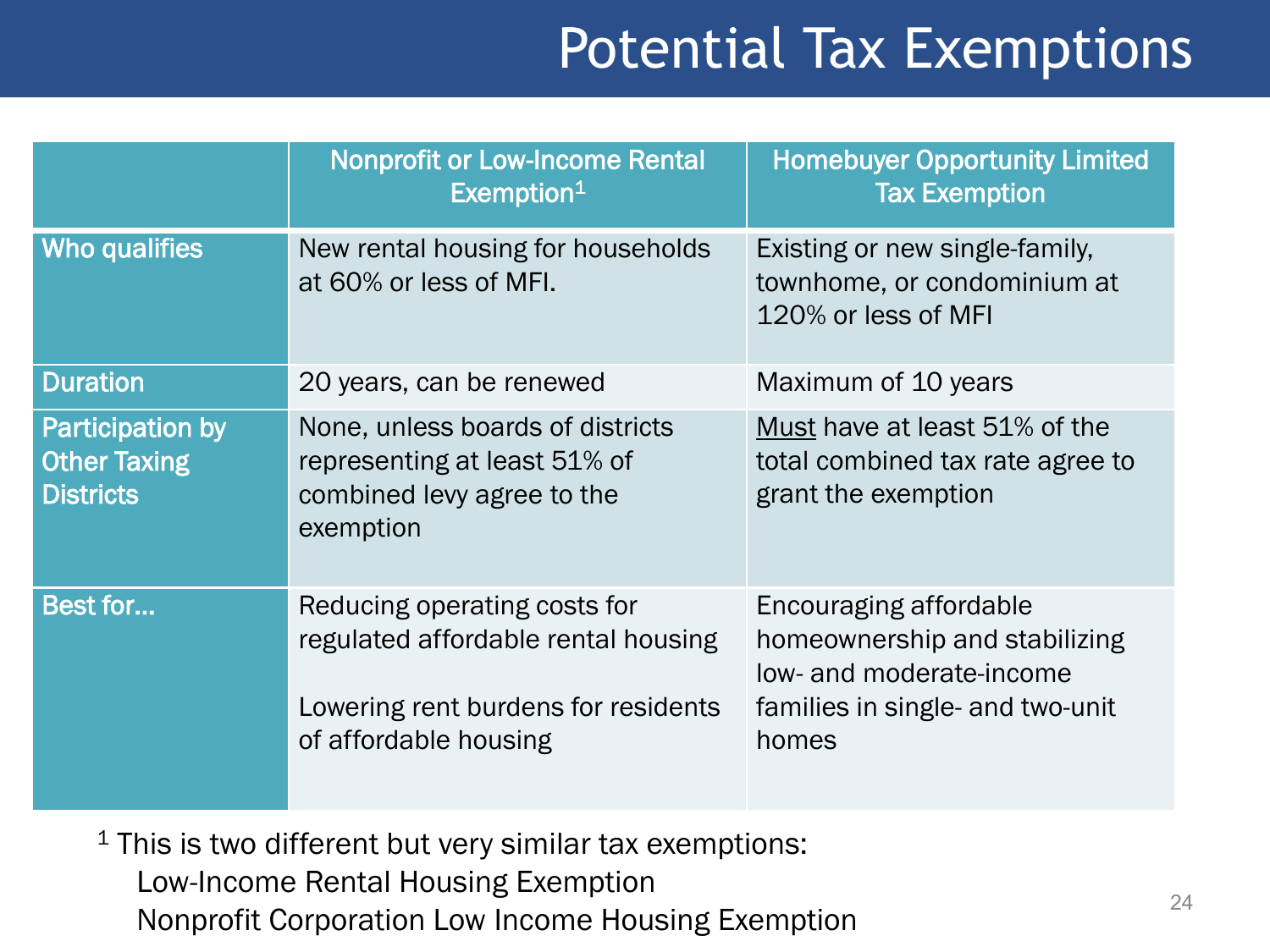# Potential Tax Exemptions

| | Nonprofit or Low-Income Rental Exemption[1] | Homebuyer Opportunity Limited Tax Exemption |
|---|---|---|
| **Who qualifies** | New rental housing for households at 60% or less of MFI. | Existing or new single-family, townhome, or condominium at 120% or less of MFI |
| **Duration** | 20 years, can be renewed | Maximum of 10 years |
| **Participation by Other Taxing Districts** | None, unless boards of districts representing at least 51% of combined levy agree to the exemption | Must have at least 51% of the total combined tax rate agree to grant the exemption |
| **Best for…** | Reducing operating costs for regulated affordable rental housing<br><br>Lowering rent burdens for residents of affordable housing | Encouraging affordable homeownership and stabilizing low- and moderate-income families in single- and two-unit homes |

[1] This is two different but very similar tax exemptions:
Low-Income Rental Housing Exemption
Nonprofit Corporation Low Income Housing Exemption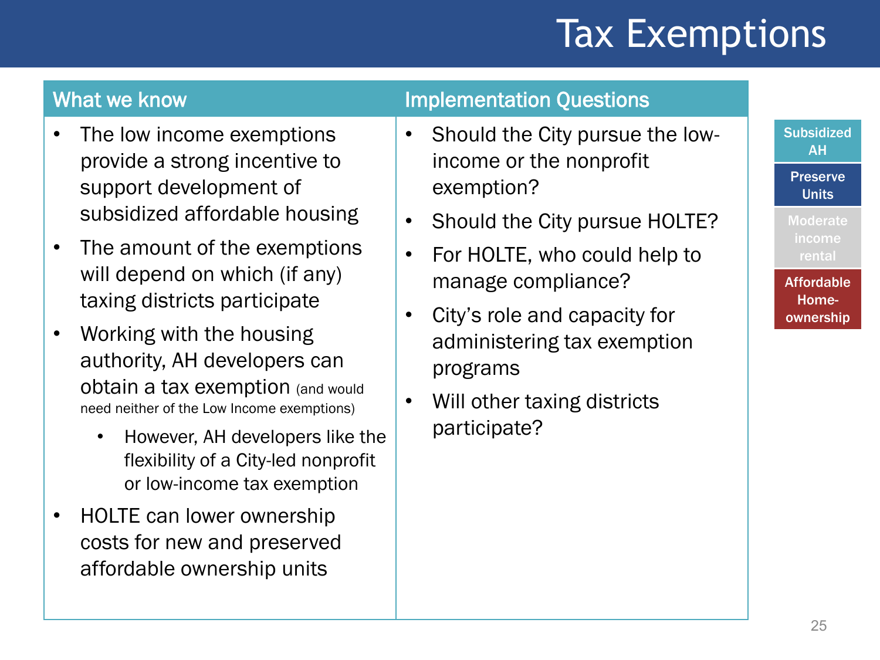# Tax Exemptions

## What we know

- The low income exemptions provide a strong incentive to support development of subsidized affordable housing
- The amount of the exemptions will depend on which (if any) taxing districts participate
- Working with the housing authority, AH developers can obtain a tax exemption (and would need neither of the Low Income exemptions)
  - However, AH developers like the flexibility of a City-led nonprofit or low-income tax exemption
- HOLTE can lower ownership costs for new and preserved affordable ownership units

## Implementation Questions

- Should the City pursue the low-income or the nonprofit exemption?
- Should the City pursue HOLTE?
- For HOLTE, who could help to manage compliance?
- City's role and capacity for administering tax exemption programs
- Will other taxing districts participate?

Subsidized AH

Preserve Units

Moderate income rental

Affordable Home-ownership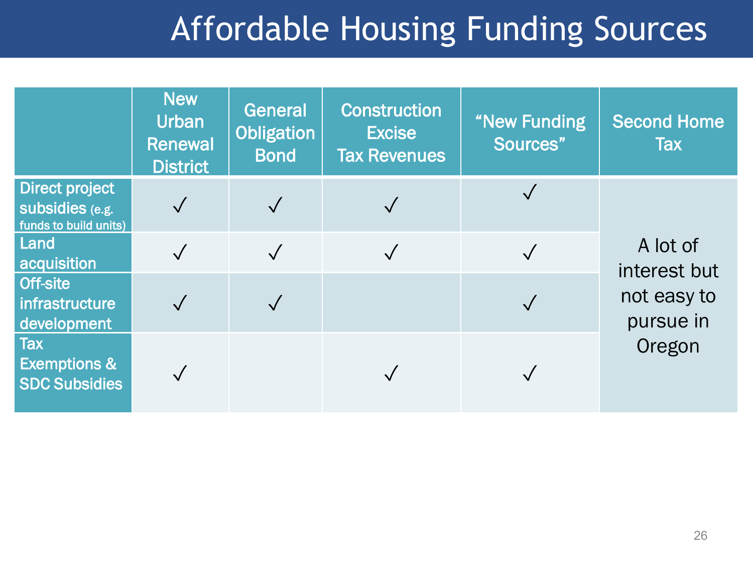# Affordable Housing Funding Sources

| | New Urban Renewal District | General Obligation Bond | Construction Excise Tax Revenues | "New Funding Sources" | Second Home Tax |
|---|---|---|---|---|---|
| Direct project subsidies (e.g. funds to build units) | ✓ | ✓ | ✓ | ✓ | A lot of interest but not easy to pursue in Oregon |
| Land acquisition | ✓ | ✓ | ✓ | ✓ | |
| Off-site infrastructure development | ✓ | ✓ | | ✓ | |
| Tax Exemptions & SDC Subsidies | ✓ | | ✓ | ✓ | |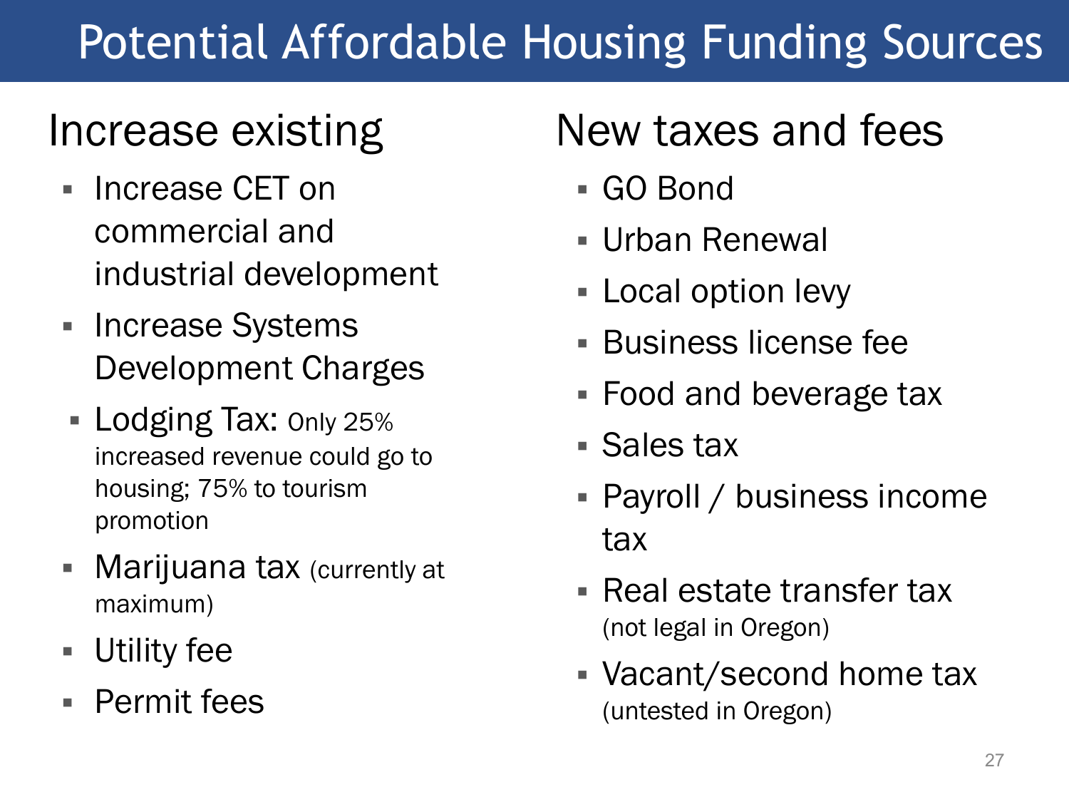# Potential Affordable Housing Funding Sources

## Increase existing

- Increase CET on commercial and industrial development
- Increase Systems Development Charges
- Lodging Tax: Only 25% increased revenue could go to housing; 75% to tourism promotion
- Marijuana tax (currently at maximum)
- Utility fee
- Permit fees

## New taxes and fees

- GO Bond
- Urban Renewal
- Local option levy
- Business license fee
- Food and beverage tax
- Sales tax
- Payroll / business income tax
- Real estate transfer tax (not legal in Oregon)
- Vacant/second home tax (untested in Oregon)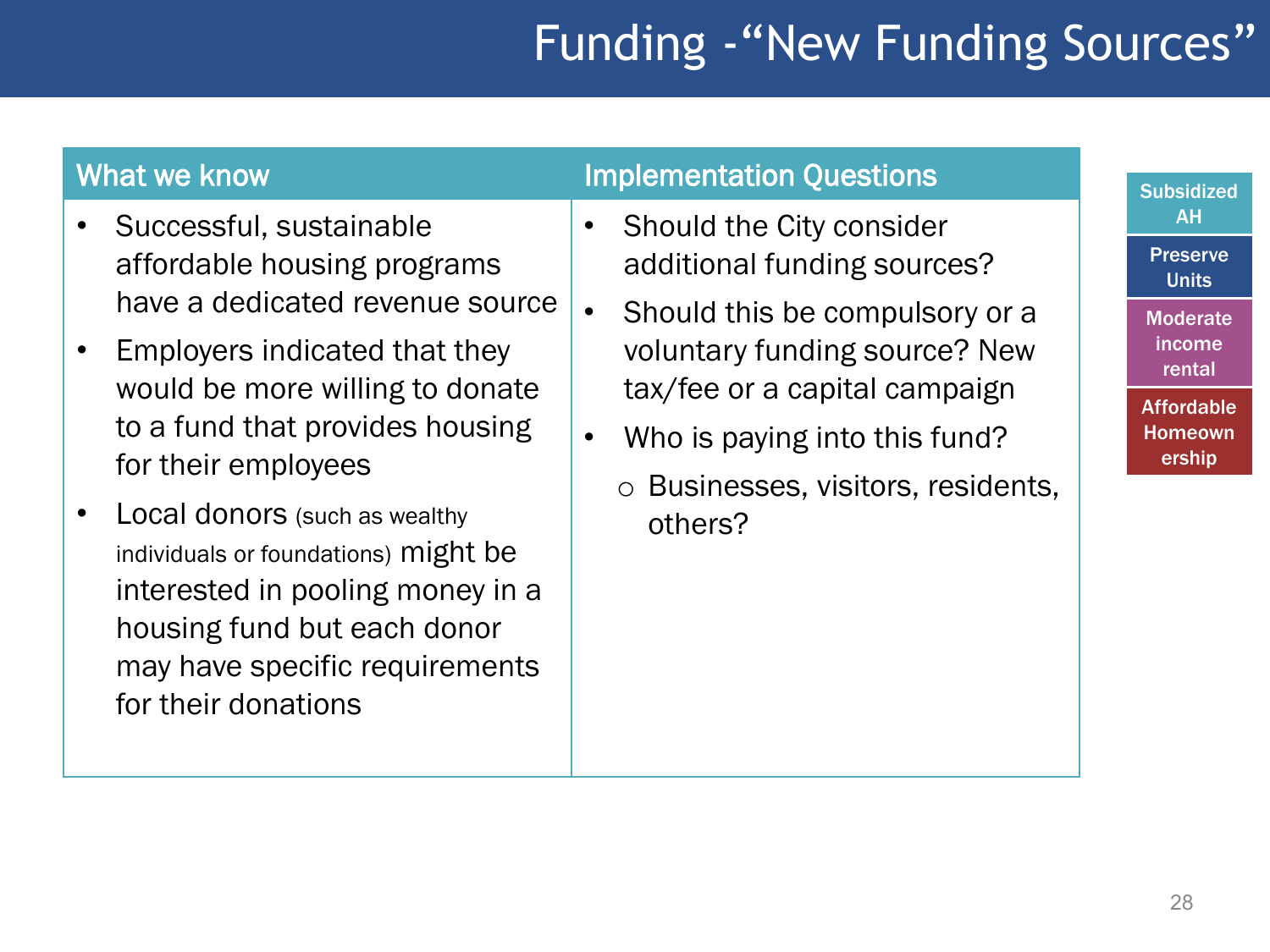# Funding -"New Funding Sources"

| What we know | Implementation Questions |
|---|---|
| • Successful, sustainable affordable housing programs have a dedicated revenue source<br>• Employers indicated that they would be more willing to donate to a fund that provides housing for their employees<br>• Local donors (such as wealthy individuals or foundations) might be interested in pooling money in a housing fund but each donor may have specific requirements for their donations | • Should the City consider additional funding sources?<br>• Should this be compulsory or a voluntary funding source? New tax/fee or a capital campaign<br>• Who is paying into this fund?<br>  ○ Businesses, visitors, residents, others? |

- Subsidized AH
- Preserve Units
- Moderate income rental
- Affordable Homeownership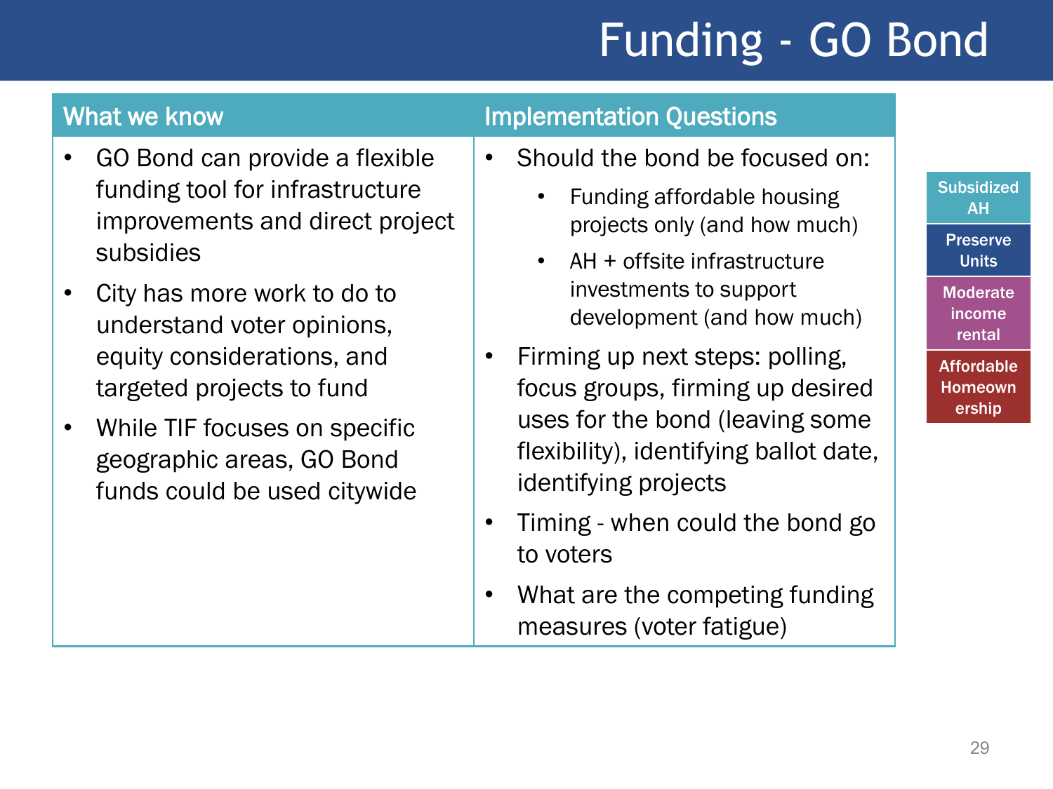# Funding - GO Bond

| What we know | Implementation Questions |
| --- | --- |
| • GO Bond can provide a flexible funding tool for infrastructure improvements and direct project subsidies<br>• City has more work to do to understand voter opinions, equity considerations, and targeted projects to fund<br>• While TIF focuses on specific geographic areas, GO Bond funds could be used citywide | • Should the bond be focused on:<br>  ◦ Funding affordable housing projects only (and how much)<br>  ◦ AH + offsite infrastructure investments to support development (and how much)<br>• Firming up next steps: polling, focus groups, firming up desired uses for the bond (leaving some flexibility), identifying ballot date, identifying projects<br>• Timing - when could the bond go to voters<br>• What are the competing funding measures (voter fatigue) |

- Subsidized AH
- Preserve Units
- Moderate income rental
- Affordable Homeownership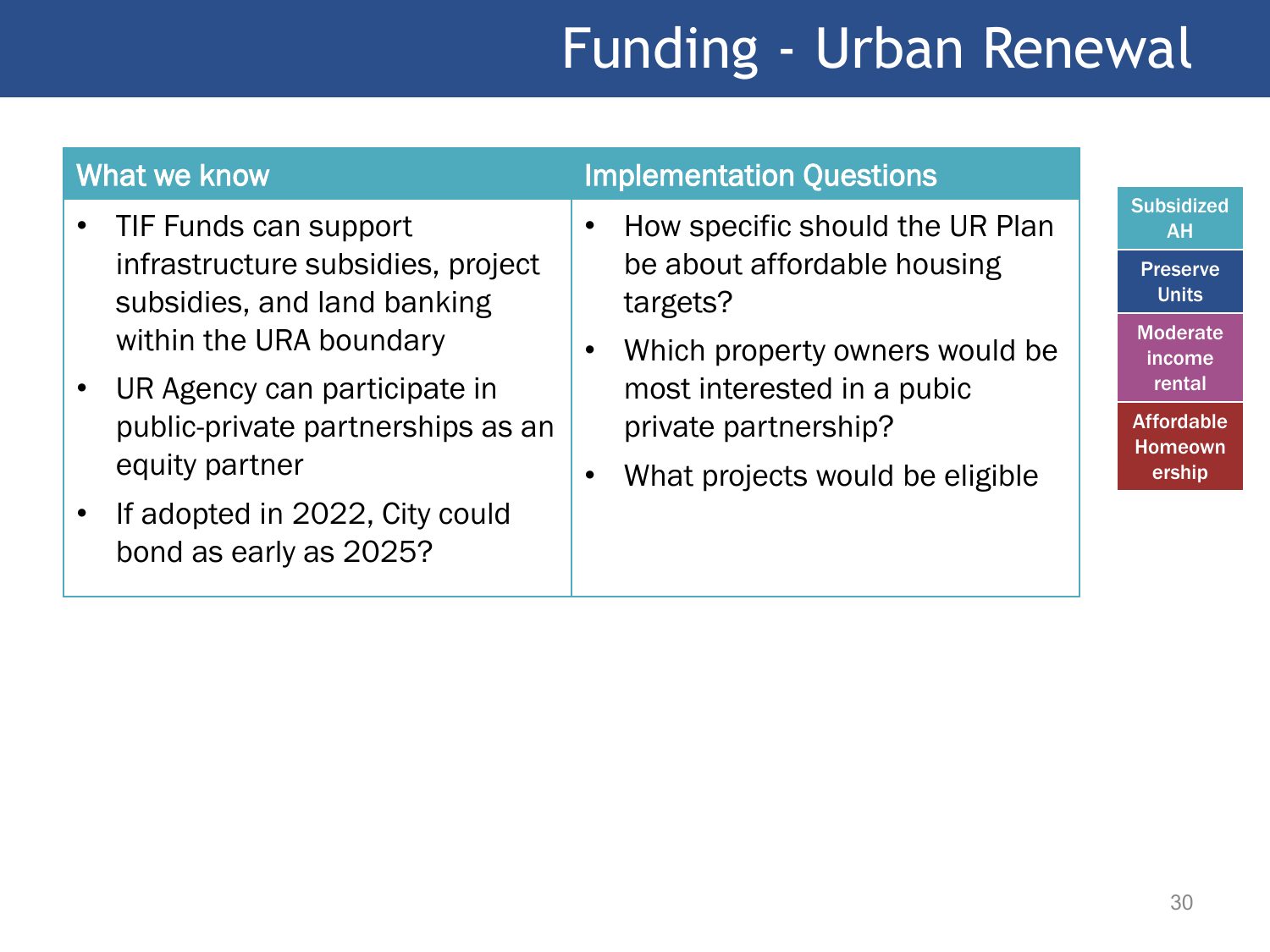# Funding - Urban Renewal

| What we know | Implementation Questions |
|---|---|
| • TIF Funds can support infrastructure subsidies, project subsidies, and land banking within the URA boundary<br>• UR Agency can participate in public-private partnerships as an equity partner<br>• If adopted in 2022, City could bond as early as 2025? | • How specific should the UR Plan be about affordable housing targets?<br>• Which property owners would be most interested in a pubic private partnership?<br>• What projects would be eligible |

- Subsidized AH
- Preserve Units
- Moderate income rental
- Affordable Homeownership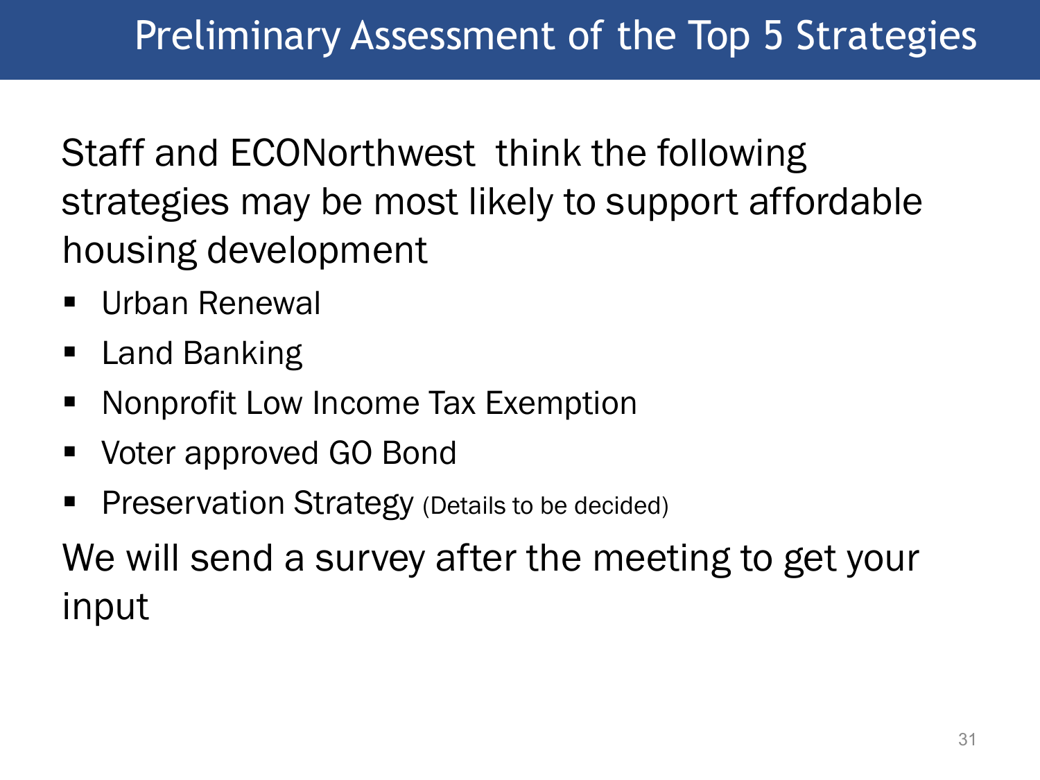# Preliminary Assessment of the Top 5 Strategies

Staff and ECONorthwest think the following strategies may be most likely to support affordable housing development

- Urban Renewal
- Land Banking
- Nonprofit Low Income Tax Exemption
- Voter approved GO Bond
- Preservation Strategy (Details to be decided)

We will send a survey after the meeting to get your input